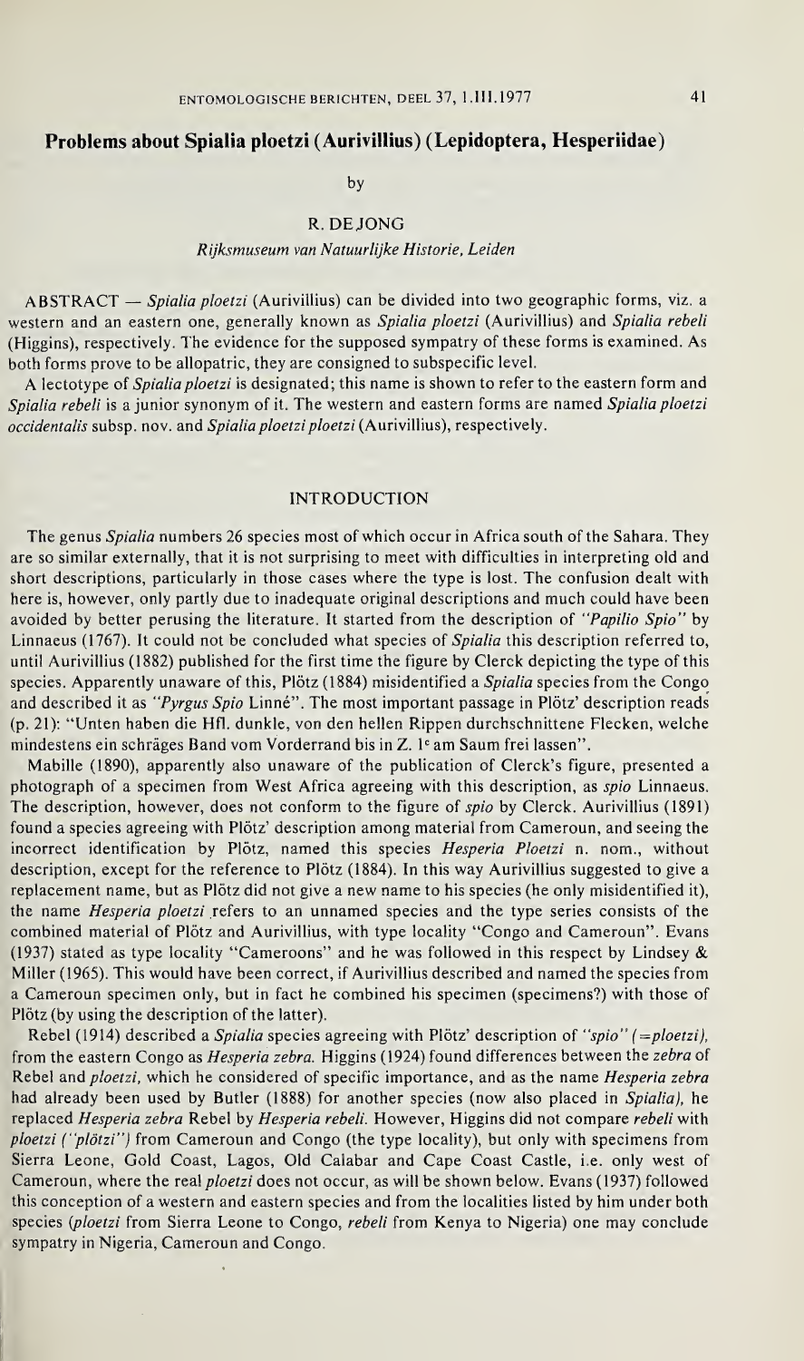# Problems about *Spialia ploetzi* (Aurivillius) (Lepidoptera, Hesperiidae)

by

R. DE JONG

*Rijksmuseum van Natuurlijke Historie, Leiden*

ABSTRACT — *Spialia ploetzi* (Aurivillius) can be divided into two geographic forms, viz. a western and an eastern one, generally known as *Spialia ploetzi* (Aurivillius) and *Spialia rebeli* (Higgins), respectively. The evidence for the supposed sympatry of these forms is examined. As both forms prove to be allopatric, they are consigned to subspecific level.

A lectotype of *Spialia ploetzi* is designated; this name is shown to refer to the eastern form and *Spialia rebeli* is a junior synonym of it. The western and eastern forms are named *Spialia ploetzi occidentalis* subsp. nov. and *Spialia ploetzi ploetzi* (Aurivillius), respectively.

## INTRODUCTION

The genus *Spialia* numbers 26 species most of which occur in Africa south of the Sahara. They are so similar externally, that it is not surprising to meet with difficulties in interpreting old and short descriptions, particularly in those cases where the type is lost. The confusion dealt with here is, however, only partly due to inadequate original descriptions and much could have been avoided by better perusing the literature. It started from the description of *"Papilio Spio"* by Linnaeus (1767). It could not be concluded what species of *Spialia* this description referred to, until Aurivillius (1882) published for the first time the figure by Clerck depicting the type of this species. Apparently unaware of this, Plötz (1884) misidentified a *Spialia* species from the Congo and described it as *"Pyrgus Spio* Linné". The most important passage in Plötz' description reads (p. 21): "Unten haben die Hfl. dunkle, von den hellen Rippen durchschnittene Flecken, welche mindestens ein schräges Band vom Vorderrand bis in Z. 1[c] am Saum frei lassen".

Mabille (1890), apparently also unaware of the publication of Clerck's figure, presented a photograph of a specimen from West Africa agreeing with this description, as *spio* Linnaeus. The description, however, does not conform to the figure of *spio* by Clerck. Aurivillius (1891) found a species agreeing with Plötz' description among material from Cameroun, and seeing the incorrect identification by Plötz, named this species *Hesperia Ploetzi* n. nom., without description, except for the reference to Plötz (1884). In this way Aurivillius suggested to give a replacement name, but as Plötz did not give a new name to his species (he only misidentified it), the name *Hesperia ploetzi* refers to an unnamed species and the type series consists of the combined material of Plötz and Aurivillius, with type locality "Congo and Cameroun". Evans (1937) stated as type locality "Cameroons" and he was followed in this respect by Lindsey & Miller (1965). This would have been correct, if Aurivillius described and named the species from a Cameroun specimen only, but in fact he combined his specimen (specimens?) with those of Plötz (by using the description of the latter).

Rebel (1914) described a *Spialia* species agreeing with Plötz' description of *"spio"* (=*ploetzi*), from the eastern Congo as *Hesperia zebra*. Higgins (1924) found differences between the *zebra* of Rebel and *ploetzi*, which he considered of specific importance, and as the name *Hesperia zebra* had already been used by Butler (1888) for another species (now also placed in *Spialia*), he replaced *Hesperia zebra* Rebel by *Hesperia rebeli*. However, Higgins did not compare *rebeli* with *ploetzi* (*"plötzi"*) from Cameroun and Congo (the type locality), but only with specimens from Sierra Leone, Gold Coast, Lagos, Old Calabar and Cape Coast Castle, i.e. only west of Cameroun, where the real *ploetzi* does not occur, as will be shown below. Evans (1937) followed this conception of a western and eastern species and from the localities listed by him under both species (*ploetzi* from Sierra Leone to Congo, *rebeli* from Kenya to Nigeria) one may conclude sympatry in Nigeria, Cameroun and Congo.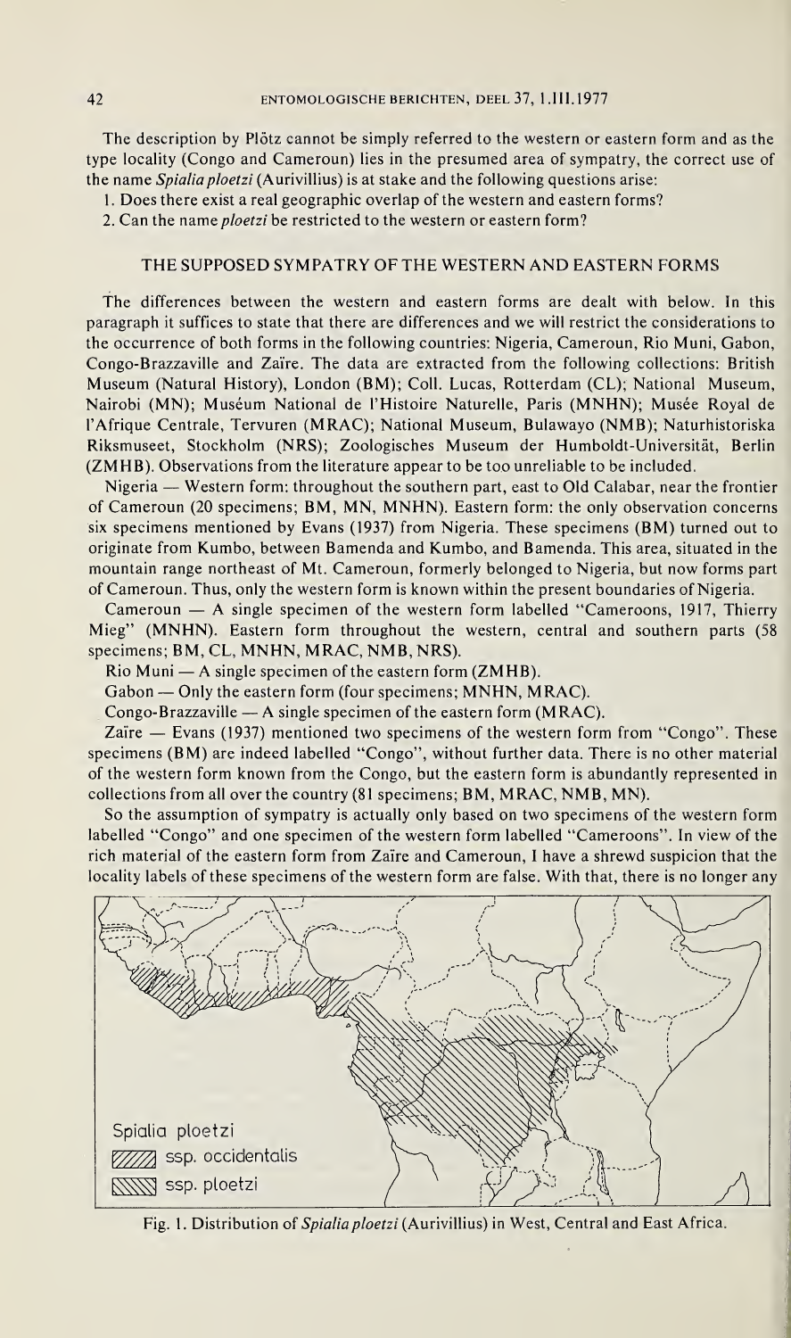The description by Plötz cannot be simply referred to the western or eastern form and as the type locality (Congo and Cameroun) lies in the presumed area of sympatry, the correct use of the name *Spialia ploetzi* (Aurivillius) is at stake and the following questions arise:

1. Does there exist a real geographic overlap of the western and eastern forms?
2. Can the name *ploetzi* be restricted to the western or eastern form?

## THE SUPPOSED SYMPATRY OF THE WESTERN AND EASTERN FORMS

The differences between the western and eastern forms are dealt with below. In this paragraph it suffices to state that there are differences and we will restrict the considerations to the occurrence of both forms in the following countries: Nigeria, Cameroun, Rio Muni, Gabon, Congo-Brazzaville and Zaïre. The data are extracted from the following collections: British Museum (Natural History), London (BM); Coll. Lucas, Rotterdam (CL); National Museum, Nairobi (MN); Muséum National de l'Histoire Naturelle, Paris (MNHN); Musée Royal de l'Afrique Centrale, Tervuren (MRAC); National Museum, Bulawayo (NMB); Naturhistoriska Riksmuseet, Stockholm (NRS); Zoologisches Museum der Humboldt-Universität, Berlin (ZMHB). Observations from the literature appear to be too unreliable to be included.

Nigeria — Western form: throughout the southern part, east to Old Calabar, near the frontier of Cameroun (20 specimens; BM, MN, MNHN). Eastern form: the only observation concerns six specimens mentioned by Evans (1937) from Nigeria. These specimens (BM) turned out to originate from Kumbo, between Bamenda and Kumbo, and Bamenda. This area, situated in the mountain range northeast of Mt. Cameroun, formerly belonged to Nigeria, but now forms part of Cameroun. Thus, only the western form is known within the present boundaries of Nigeria.

Cameroun — A single specimen of the western form labelled "Cameroons, 1917, Thierry Mieg" (MNHN). Eastern form throughout the western, central and southern parts (58 specimens; BM, CL, MNHN, MRAC, NMB, NRS).

Rio Muni — A single specimen of the eastern form (ZMHB).

Gabon — Only the eastern form (four specimens; MNHN, MRAC).

Congo-Brazzaville — A single specimen of the eastern form (MRAC).

Zaïre — Evans (1937) mentioned two specimens of the western form from "Congo". These specimens (BM) are indeed labelled "Congo", without further data. There is no other material of the western form known from the Congo, but the eastern form is abundantly represented in collections from all over the country (81 specimens; BM, MRAC, NMB, MN).

So the assumption of sympatry is actually only based on two specimens of the western form labelled "Congo" and one specimen of the western form labelled "Cameroons". In view of the rich material of the eastern form from Zaïre and Cameroun, I have a shrewd suspicion that the locality labels of these specimens of the western form are false. With that, there is no longer any

Fig. 1. Distribution of *Spialia ploetzi* (Aurivillius) in West, Central and East Africa.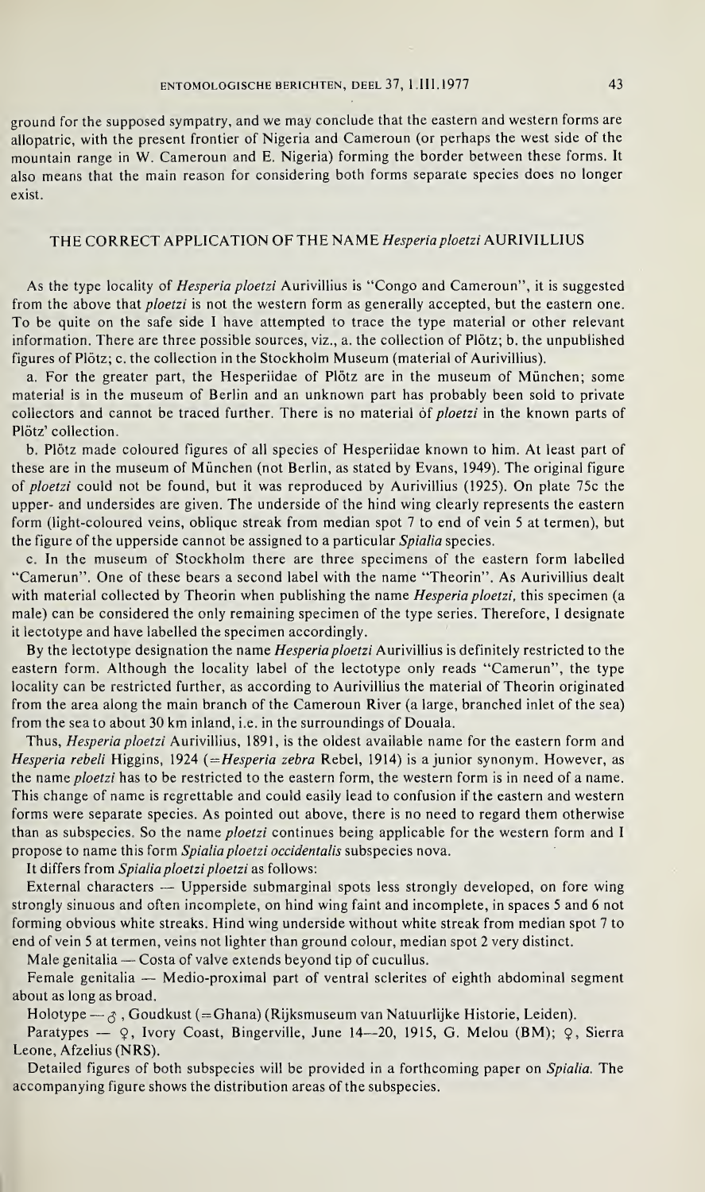ground for the supposed sympatry, and we may conclude that the eastern and western forms are allopatric, with the present frontier of Nigeria and Cameroun (or perhaps the west side of the mountain range in W. Cameroun and E. Nigeria) forming the border between these forms. It also means that the main reason for considering both forms separate species does no longer exist.

## THE CORRECT APPLICATION OF THE NAME *Hesperia ploetzi* AURIVILLIUS

As the type locality of *Hesperia ploetzi* Aurivillius is "Congo and Cameroun", it is suggested from the above that *ploetzi* is not the western form as generally accepted, but the eastern one. To be quite on the safe side I have attempted to trace the type material or other relevant information. There are three possible sources, viz., a. the collection of Plötz; b. the unpublished figures of Plötz; c. the collection in the Stockholm Museum (material of Aurivillius).

a. For the greater part, the Hesperiidae of Plötz are in the museum of München; some material is in the museum of Berlin and an unknown part has probably been sold to private collectors and cannot be traced further. There is no material of *ploetzi* in the known parts of Plötz' collection.

b. Plötz made coloured figures of all species of Hesperiidae known to him. At least part of these are in the museum of München (not Berlin, as stated by Evans, 1949). The original figure of *ploetzi* could not be found, but it was reproduced by Aurivillius (1925). On plate 75c the upper- and undersides are given. The underside of the hind wing clearly represents the eastern form (light-coloured veins, oblique streak from median spot 7 to end of vein 5 at termen), but the figure of the upperside cannot be assigned to a particular *Spialia* species.

c. In the museum of Stockholm there are three specimens of the eastern form labelled "Camerun". One of these bears a second label with the name "Theorin". As Aurivillius dealt with material collected by Theorin when publishing the name *Hesperia ploetzi*, this specimen (a male) can be considered the only remaining specimen of the type series. Therefore, I designate it lectotype and have labelled the specimen accordingly.

By the lectotype designation the name *Hesperia ploetzi* Aurivillius is definitely restricted to the eastern form. Although the locality label of the lectotype only reads "Camerun", the type locality can be restricted further, as according to Aurivillius the material of Theorin originated from the area along the main branch of the Cameroun River (a large, branched inlet of the sea) from the sea to about 30 km inland, i.e. in the surroundings of Douala.

Thus, *Hesperia ploetzi* Aurivillius, 1891, is the oldest available name for the eastern form and *Hesperia rebeli* Higgins, 1924 (=*Hesperia zebra* Rebel, 1914) is a junior synonym. However, as the name *ploetzi* has to be restricted to the eastern form, the western form is in need of a name. This change of name is regrettable and could easily lead to confusion if the eastern and western forms were separate species. As pointed out above, there is no need to regard them otherwise than as subspecies. So the name *ploetzi* continues being applicable for the western form and I propose to name this form *Spialia ploetzi occidentalis* subspecies nova.

It differs from *Spialia ploetzi ploetzi* as follows:

External characters — Upperside submarginal spots less strongly developed, on fore wing strongly sinuous and often incomplete, on hind wing faint and incomplete, in spaces 5 and 6 not forming obvious white streaks. Hind wing underside without white streak from median spot 7 to end of vein 5 at termen, veins not lighter than ground colour, median spot 2 very distinct.

Male genitalia — Costa of valve extends beyond tip of cucullus.

Female genitalia — Medio-proximal part of ventral sclerites of eighth abdominal segment about as long as broad.

Holotype — ♂, Goudkust (=Ghana) (Rijksmuseum van Natuurlijke Historie, Leiden).

Paratypes — ♀, Ivory Coast, Bingerville, June 14—20, 1915, G. Melou (BM); ♀, Sierra Leone, Afzelius (NRS).

Detailed figures of both subspecies will be provided in a forthcoming paper on *Spialia*. The accompanying figure shows the distribution areas of the subspecies.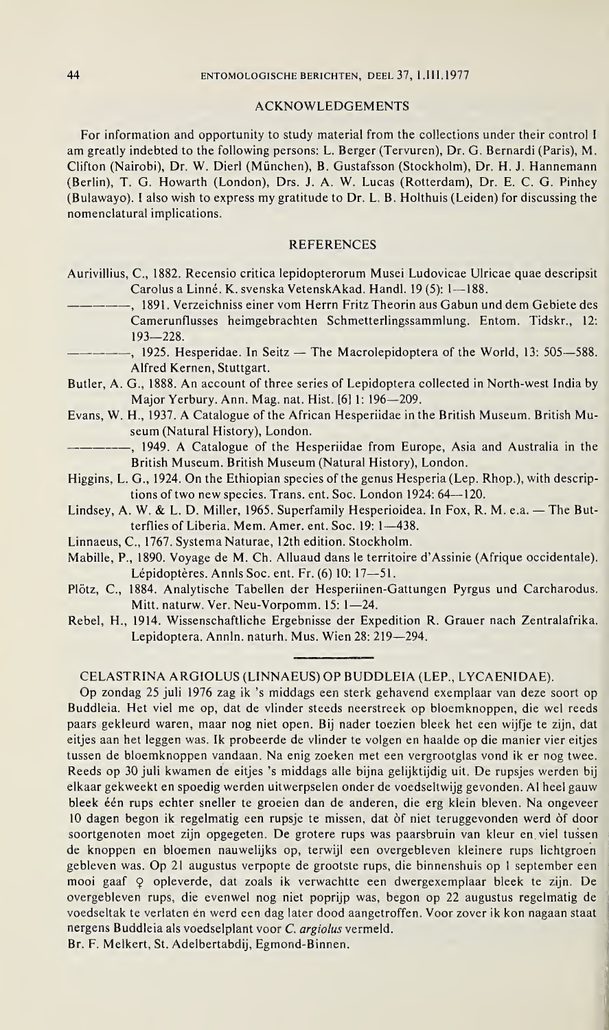## ACKNOWLEDGEMENTS

For information and opportunity to study material from the collections under their control I am greatly indebted to the following persons: L. Berger (Tervuren), Dr. G. Bernardi (Paris), M. Clifton (Nairobi), Dr. W. Dierl (München), B. Gustafsson (Stockholm), Dr. H. J. Hannemann (Berlin), T. G. Howarth (London), Drs. J. A. W. Lucas (Rotterdam), Dr. E. C. G. Pinhey (Bulawayo). I also wish to express my gratitude to Dr. L. B. Holthuis (Leiden) for discussing the nomenclatural implications.

## REFERENCES

Aurivillius, C., 1882. Recensio critica lepidopterorum Musei Ludovicae Ulricae quae descripsit Carolus a Linné. K. svenska VetenskAkad. Handl. 19 (5): 1—188.

———, 1891. Verzeichniss einer vom Herrn Fritz Theorin aus Gabun und dem Gebiete des Camerunflusses heimgebrachten Schmetterlingssammlung. Entom. Tidskr., 12: 193—228.

———, 1925. Hesperidae. In Seitz — The Macrolepidoptera of the World, 13: 505—588. Alfred Kernen, Stuttgart.

Butler, A. G., 1888. An account of three series of Lepidoptera collected in North-west India by Major Yerbury. Ann. Mag. nat. Hist. [6] 1: 196—209.

Evans, W. H., 1937. A Catalogue of the African Hesperiidae in the British Museum. British Museum (Natural History), London.

———, 1949. A Catalogue of the Hesperiidae from Europe, Asia and Australia in the British Museum. British Museum (Natural History), London.

Higgins, L. G., 1924. On the Ethiopian species of the genus Hesperia (Lep. Rhop.), with descriptions of two new species. Trans. ent. Soc. London 1924: 64—120.

Lindsey, A. W. & L. D. Miller, 1965. Superfamily Hesperioidea. In Fox, R. M. e.a. — The Butterflies of Liberia. Mem. Amer. ent. Soc. 19: 1—438.

Linnaeus, C., 1767. Systema Naturae, 12th edition. Stockholm.

Mabille, P., 1890. Voyage de M. Ch. Alluaud dans le territoire d'Assinie (Afrique occidentale). Lépidoptères. Annls Soc. ent. Fr. (6) 10: 17—51.

Plötz, C., 1884. Analytische Tabellen der Hesperiinen-Gattungen Pyrgus und Carcharodus. Mitt. naturw. Ver. Neu-Vorpomm. 15: 1—24.

Rebel, H., 1914. Wissenschaftliche Ergebnisse der Expedition R. Grauer nach Zentralafrika. Lepidoptera. Annln. naturh. Mus. Wien 28: 219—294.

---

## CELASTRINA ARGIOLUS (LINNAEUS) OP BUDDLEIA (LEP., LYCAENIDAE).

Op zondag 25 juli 1976 zag ik 's middags een sterk gehavend exemplaar van deze soort op Buddleia. Het viel me op, dat de vlinder steeds neerstreek op bloemknoppen, die wel reeds paars gekleurd waren, maar nog niet open. Bij nader toezien bleek het een wijfje te zijn, dat eitjes aan het leggen was. Ik probeerde de vlinder te volgen en haalde op die manier vier eitjes tussen de bloemknoppen vandaan. Na enig zoeken met een vergrootglas vond ik er nog twee. Reeds op 30 juli kwamen de eitjes 's middags alle bijna gelijktijdig uit. De rupsjes werden bij elkaar gekweekt en spoedig werden uitwerpselen onder de voedseltwijg gevonden. Al heel gauw bleek één rups echter sneller te groeien dan de anderen, die erg klein bleven. Na ongeveer 10 dagen begon ik regelmatig een rupsje te missen, dat òf niet teruggevonden werd òf door soortgenoten moet zijn opgegeten. De grotere rups was paarsbruin van kleur en viel tussen de knoppen en bloemen nauwelijks op, terwijl een overgebleven kleinere rups lichtgroen gebleven was. Op 21 augustus verpopte de grootste rups, die binnenshuis op 1 september een mooi gaaf ♀ opleverde, dat zoals ik verwachtte een dwergexemplaar bleek te zijn. De overgebleven rups, die evenwel nog niet poprijp was, begon op 22 augustus regelmatig de voedseltak te verlaten en werd een dag later dood aangetroffen. Voor zover ik kon nagaan staat nergens Buddleia als voedselplant voor *C. argiolus* vermeld.

Br. F. Melkert, St. Adelbertabdij, Egmond-Binnen.